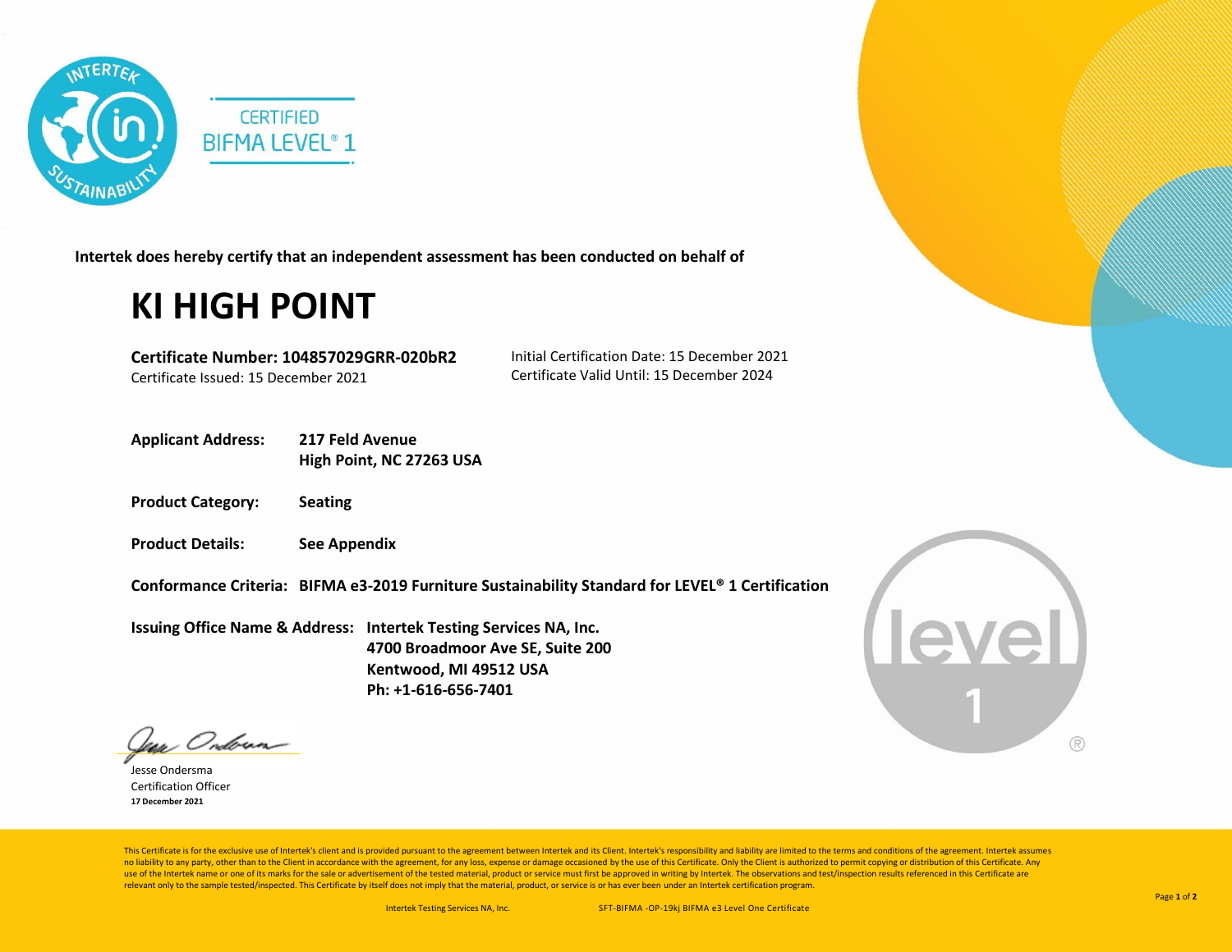CERTIFIED
BIFMA LEVEL® 1

**Intertek does hereby certify that an independent assessment has been conducted on behalf of**

# KI HIGH POINT

**Certificate Number: 104857029GRR-020bR2**
Certificate Issued: 15 December 2021

Initial Certification Date: 15 December 2021
Certificate Valid Until: 15 December 2024

**Applicant Address:** **217 Feld Avenue**
**High Point, NC 27263 USA**

**Product Category:** **Seating**

**Product Details:** **See Appendix**

**Conformance Criteria:** **BIFMA e3-2019 Furniture Sustainability Standard for LEVEL® 1 Certification**

**Issuing Office Name & Address:** **Intertek Testing Services NA, Inc.**
**4700 Broadmoor Ave SE, Suite 200**
**Kentwood, MI 49512 USA**
**Ph: +1-616-656-7401**

Jesse Ondersma
Certification Officer
**17 December 2021**

This Certificate is for the exclusive use of Intertek's client and is provided pursuant to the agreement between Intertek and its Client. Intertek's responsibility and liability are limited to the terms and conditions of the agreement. Intertek assumes no liability to any party, other than to the Client in accordance with the agreement, for any loss, expense or damage occasioned by the use of this Certificate. Only the Client is authorized to permit copying or distribution of this Certificate. Any use of the Intertek name or one of its marks for the sale or advertisement of the tested material, product or service must first be approved in writing by Intertek. The observations and test/inspection results referenced in this Certificate are relevant only to the sample tested/inspected. This Certificate by itself does not imply that the material, product, or service is or has ever been under an Intertek certification program.

Intertek Testing Services NA, Inc. SFT-BIFMA -OP-19kj BIFMA e3 Level One Certificate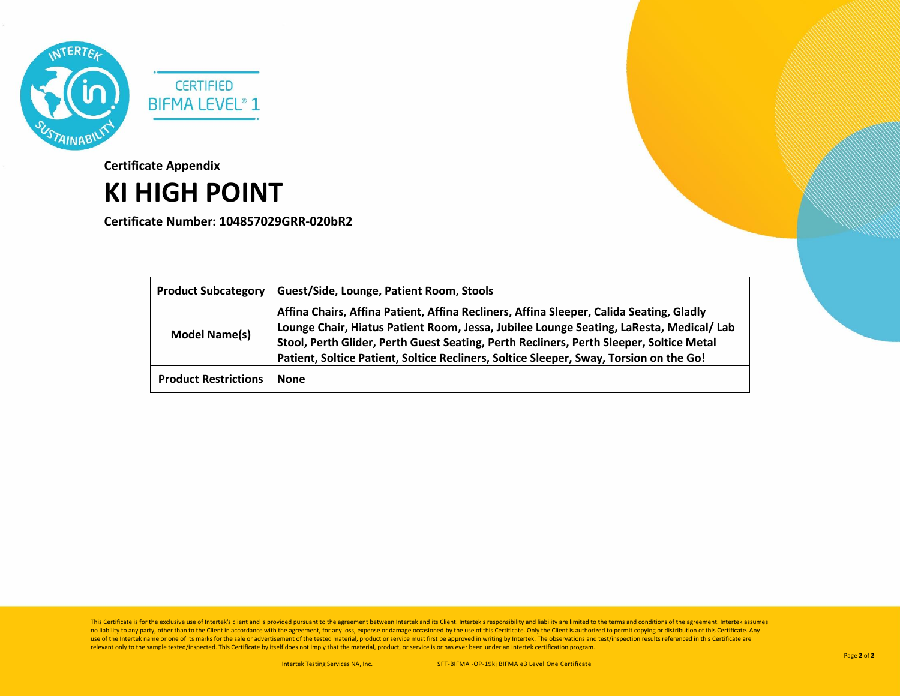CERTIFIED
BIFMA LEVEL® 1

**Certificate Appendix**

# KI HIGH POINT

**Certificate Number: 104857029GRR-020bR2**

| | |
|---|---|
| **Product Subcategory** | **Guest/Side, Lounge, Patient Room, Stools** |
| **Model Name(s)** | **Affina Chairs, Affina Patient, Affina Recliners, Affina Sleeper, Calida Seating, Gladly Lounge Chair, Hiatus Patient Room, Jessa, Jubilee Lounge Seating, LaResta, Medical/ Lab Stool, Perth Glider, Perth Guest Seating, Perth Recliners, Perth Sleeper, Soltice Metal Patient, Soltice Patient, Soltice Recliners, Soltice Sleeper, Sway, Torsion on the Go!** |
| **Product Restrictions** | **None** |

This Certificate is for the exclusive use of Intertek's client and is provided pursuant to the agreement between Intertek and its Client. Intertek's responsibility and liability are limited to the terms and conditions of the agreement. Intertek assumes no liability to any party, other than to the Client in accordance with the agreement, for any loss, expense or damage occasioned by the use of this Certificate. Only the Client is authorized to permit copying or distribution of this Certificate. Any use of the Intertek name or one of its marks for the sale or advertisement of the tested material, product or service must first be approved in writing by Intertek. The observations and test/inspection results referenced in this Certificate are relevant only to the sample tested/inspected. This Certificate by itself does not imply that the material, product, or service is or has ever been under an Intertek certification program.

Intertek Testing Services NA, Inc. SFT-BIFMA -OP-19kj BIFMA e3 Level One Certificate